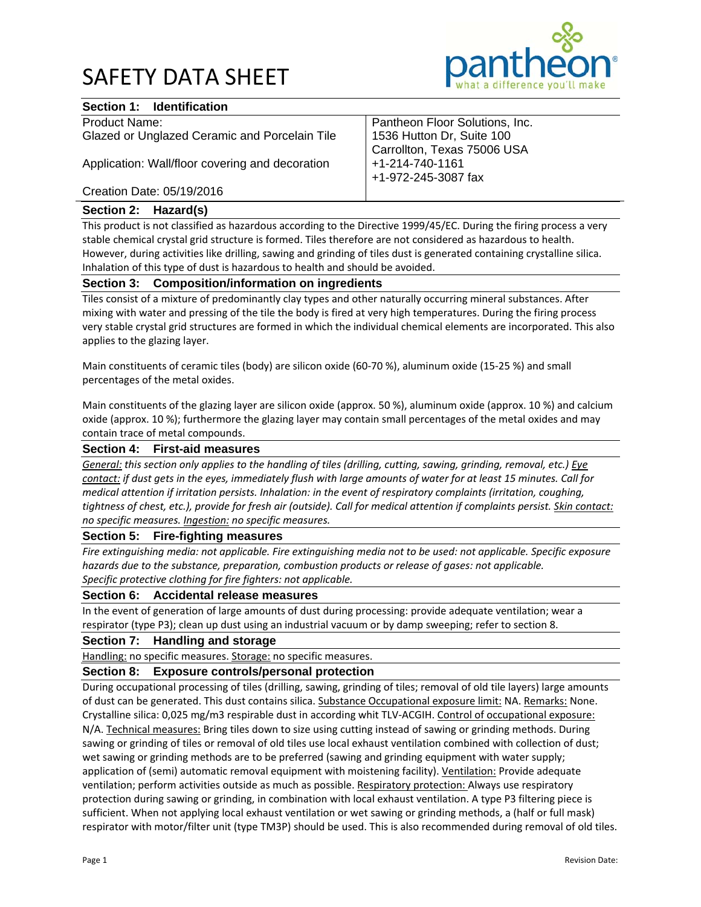# SAFETY DATA SHEET

## Section 1: Identification

| Product Name:<br>Glazed or Unglazed Ceramic and Porcelain Tile<br><br>Application: Wall/floor covering and decoration<br><br>Creation Date: 05/19/2016 | Pantheon Floor Solutions, Inc.<br>1536 Hutton Dr, Suite 100<br>Carrollton, Texas 75006 USA<br>+1-214-740-1161<br>+1-972-245-3087 fax |
|---|---|

## Section 2: Hazard(s)

This product is not classified as hazardous according to the Directive 1999/45/EC. During the firing process a very stable chemical crystal grid structure is formed. Tiles therefore are not considered as hazardous to health. However, during activities like drilling, sawing and grinding of tiles dust is generated containing crystalline silica. Inhalation of this type of dust is hazardous to health and should be avoided.

## Section 3: Composition/information on ingredients

Tiles consist of a mixture of predominantly clay types and other naturally occurring mineral substances. After mixing with water and pressing of the tile the body is fired at very high temperatures. During the firing process very stable crystal grid structures are formed in which the individual chemical elements are incorporated. This also applies to the glazing layer.

Main constituents of ceramic tiles (body) are silicon oxide (60-70 %), aluminum oxide (15-25 %) and small percentages of the metal oxides.

Main constituents of the glazing layer are silicon oxide (approx. 50 %), aluminum oxide (approx. 10 %) and calcium oxide (approx. 10 %); furthermore the glazing layer may contain small percentages of the metal oxides and may contain trace of metal compounds.

## Section 4: First-aid measures

*General: this section only applies to the handling of tiles (drilling, cutting, sawing, grinding, removal, etc.) Eye contact: if dust gets in the eyes, immediately flush with large amounts of water for at least 15 minutes. Call for medical attention if irritation persists. Inhalation: in the event of respiratory complaints (irritation, coughing, tightness of chest, etc.), provide for fresh air (outside). Call for medical attention if complaints persist. Skin contact: no specific measures. Ingestion: no specific measures.*

## Section 5: Fire-fighting measures

*Fire extinguishing media: not applicable. Fire extinguishing media not to be used: not applicable. Specific exposure hazards due to the substance, preparation, combustion products or release of gases: not applicable. Specific protective clothing for fire fighters: not applicable.*

## Section 6: Accidental release measures

In the event of generation of large amounts of dust during processing: provide adequate ventilation; wear a respirator (type P3); clean up dust using an industrial vacuum or by damp sweeping; refer to section 8.

## Section 7: Handling and storage

Handling: no specific measures. Storage: no specific measures.

## Section 8: Exposure controls/personal protection

During occupational processing of tiles (drilling, sawing, grinding of tiles; removal of old tile layers) large amounts of dust can be generated. This dust contains silica. Substance Occupational exposure limit: NA. Remarks: None. Crystalline silica: 0,025 mg/m3 respirable dust in according whit TLV-ACGIH. Control of occupational exposure: N/A. Technical measures: Bring tiles down to size using cutting instead of sawing or grinding methods. During sawing or grinding of tiles or removal of old tiles use local exhaust ventilation combined with collection of dust; wet sawing or grinding methods are to be preferred (sawing and grinding equipment with water supply; application of (semi) automatic removal equipment with moistening facility). Ventilation: Provide adequate ventilation; perform activities outside as much as possible. Respiratory protection: Always use respiratory protection during sawing or grinding, in combination with local exhaust ventilation. A type P3 filtering piece is sufficient. When not applying local exhaust ventilation or wet sawing or grinding methods, a (half or full mask) respirator with motor/filter unit (type TM3P) should be used. This is also recommended during removal of old tiles.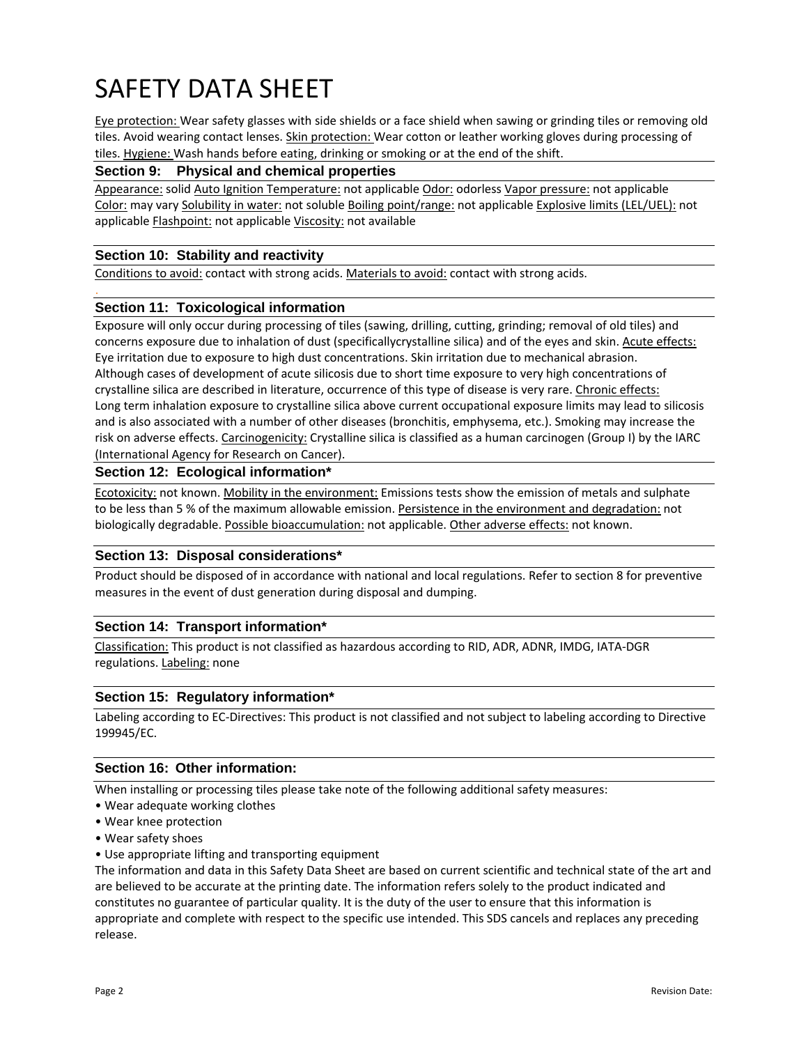# SAFETY DATA SHEET

Eye protection: Wear safety glasses with side shields or a face shield when sawing or grinding tiles or removing old tiles. Avoid wearing contact lenses. Skin protection: Wear cotton or leather working gloves during processing of tiles. Hygiene: Wash hands before eating, drinking or smoking or at the end of the shift.

## Section 9: Physical and chemical properties

Appearance: solid Auto Ignition Temperature: not applicable Odor: odorless Vapor pressure: not applicable Color: may vary Solubility in water: not soluble Boiling point/range: not applicable Explosive limits (LEL/UEL): not applicable Flashpoint: not applicable Viscosity: not available

## Section 10: Stability and reactivity

Conditions to avoid: contact with strong acids. Materials to avoid: contact with strong acids.

## Section 11: Toxicological information

Exposure will only occur during processing of tiles (sawing, drilling, cutting, grinding; removal of old tiles) and concerns exposure due to inhalation of dust (specificallycrystalline silica) and of the eyes and skin. Acute effects: Eye irritation due to exposure to high dust concentrations. Skin irritation due to mechanical abrasion. Although cases of development of acute silicosis due to short time exposure to very high concentrations of crystalline silica are described in literature, occurrence of this type of disease is very rare. Chronic effects: Long term inhalation exposure to crystalline silica above current occupational exposure limits may lead to silicosis and is also associated with a number of other diseases (bronchitis, emphysema, etc.). Smoking may increase the risk on adverse effects. Carcinogenicity: Crystalline silica is classified as a human carcinogen (Group I) by the IARC (International Agency for Research on Cancer).

## Section 12: Ecological information*

Ecotoxicity: not known. Mobility in the environment: Emissions tests show the emission of metals and sulphate to be less than 5 % of the maximum allowable emission. Persistence in the environment and degradation: not biologically degradable. Possible bioaccumulation: not applicable. Other adverse effects: not known.

## Section 13: Disposal considerations*

Product should be disposed of in accordance with national and local regulations. Refer to section 8 for preventive measures in the event of dust generation during disposal and dumping.

## Section 14: Transport information*

Classification: This product is not classified as hazardous according to RID, ADR, ADNR, IMDG, IATA-DGR regulations. Labeling: none

## Section 15: Regulatory information*

Labeling according to EC-Directives: This product is not classified and not subject to labeling according to Directive 199945/EC.

## Section 16: Other information:

When installing or processing tiles please take note of the following additional safety measures:

- Wear adequate working clothes
- Wear knee protection
- Wear safety shoes
- Use appropriate lifting and transporting equipment

The information and data in this Safety Data Sheet are based on current scientific and technical state of the art and are believed to be accurate at the printing date. The information refers solely to the product indicated and constitutes no guarantee of particular quality. It is the duty of the user to ensure that this information is appropriate and complete with respect to the specific use intended. This SDS cancels and replaces any preceding release.

Revision Date: